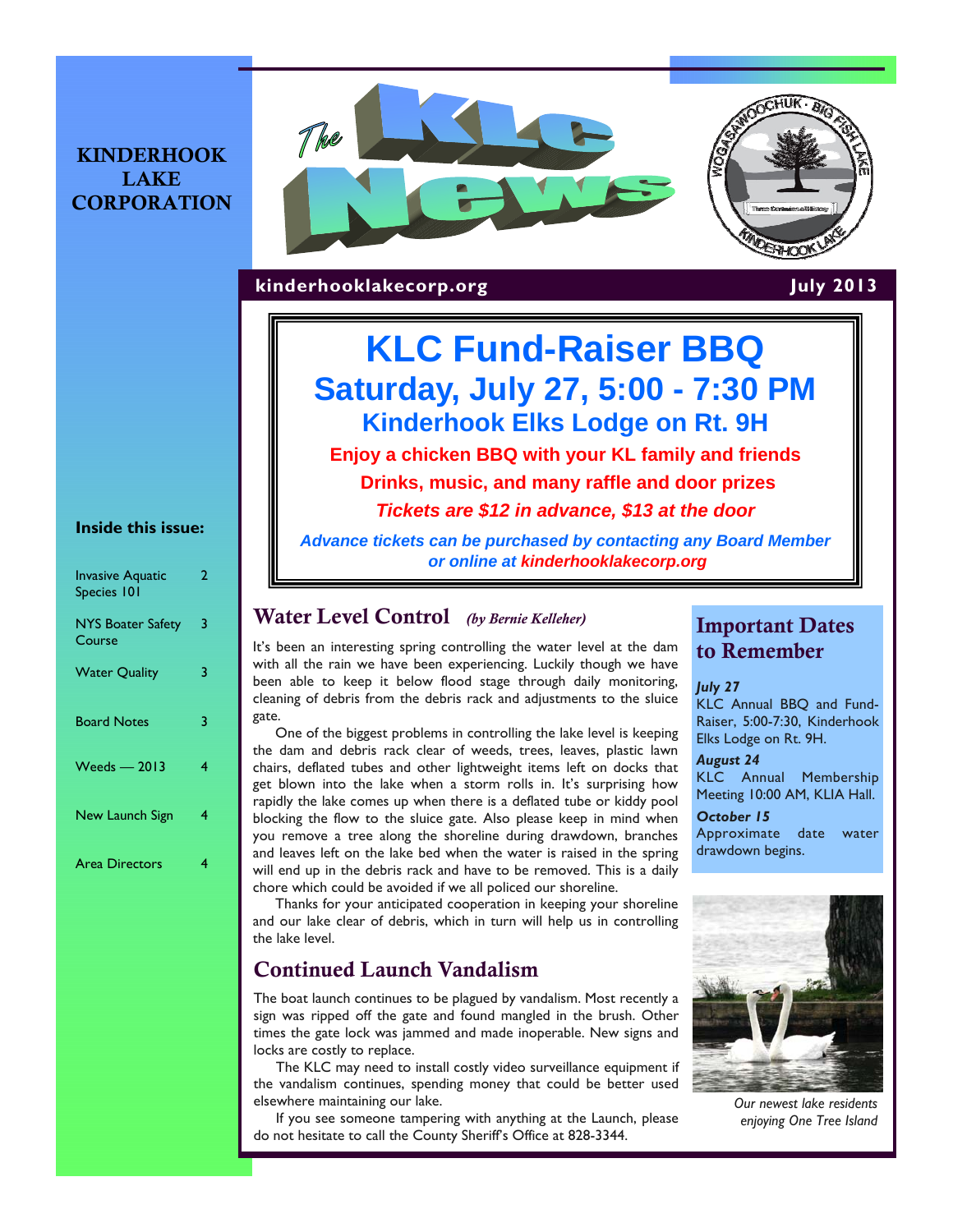# KINDERHOOK LAKE CORPORATION

# The KLC News

**kinderhooklakecorp.org** — **July 2013**

## KLC Fund-Raiser BBQ

### Saturday, July 27, 5:00 - 7:30 PM

### Kinderhook Elks Lodge on Rt. 9H

**Enjoy a chicken BBQ with your KL family and friends**

**Drinks, music, and many raffle and door prizes**

***Tickets are $12 in advance, $13 at the door***

***Advance tickets can be purchased by contacting any Board Member or online at kinderhooklakecorp.org***

## Water Level Control *(by Bernie Kelleher)*

It's been an interesting spring controlling the water level at the dam with all the rain we have been experiencing. Luckily though we have been able to keep it below flood stage through daily monitoring, cleaning of debris from the debris rack and adjustments to the sluice gate.

One of the biggest problems in controlling the lake level is keeping the dam and debris rack clear of weeds, trees, leaves, plastic lawn chairs, deflated tubes and other lightweight items left on docks that get blown into the lake when a storm rolls in. It's surprising how rapidly the lake comes up when there is a deflated tube or kiddy pool blocking the flow to the sluice gate. Also please keep in mind when you remove a tree along the shoreline during drawdown, branches and leaves left on the lake bed when the water is raised in the spring will end up in the debris rack and have to be removed. This is a daily chore which could be avoided if we all policed our shoreline.

Thanks for your anticipated cooperation in keeping your shoreline and our lake clear of debris, which in turn will help us in controlling the lake level.

## Continued Launch Vandalism

The boat launch continues to be plagued by vandalism. Most recently a sign was ripped off the gate and found mangled in the brush. Other times the gate lock was jammed and made inoperable. New signs and locks are costly to replace.

The KLC may need to install costly video surveillance equipment if the vandalism continues, spending money that could be better used elsewhere maintaining our lake.

If you see someone tampering with anything at the Launch, please do not hesitate to call the County Sheriff's Office at 828-3344.

## Important Dates to Remember

***July 27***
KLC Annual BBQ and Fund-Raiser, 5:00-7:30, Kinderhook Elks Lodge on Rt. 9H.

***August 24***
KLC Annual Membership Meeting 10:00 AM, KLIA Hall.

***October 15***
Approximate date water drawdown begins.

*Our newest lake residents enjoying One Tree Island*

### Inside this issue:

| | |
|---|---|
| Invasive Aquatic Species 101 | 2 |
| NYS Boater Safety Course | 3 |
| Water Quality | 3 |
| Board Notes | 3 |
| Weeds — 2013 | 4 |
| New Launch Sign | 4 |
| Area Directors | 4 |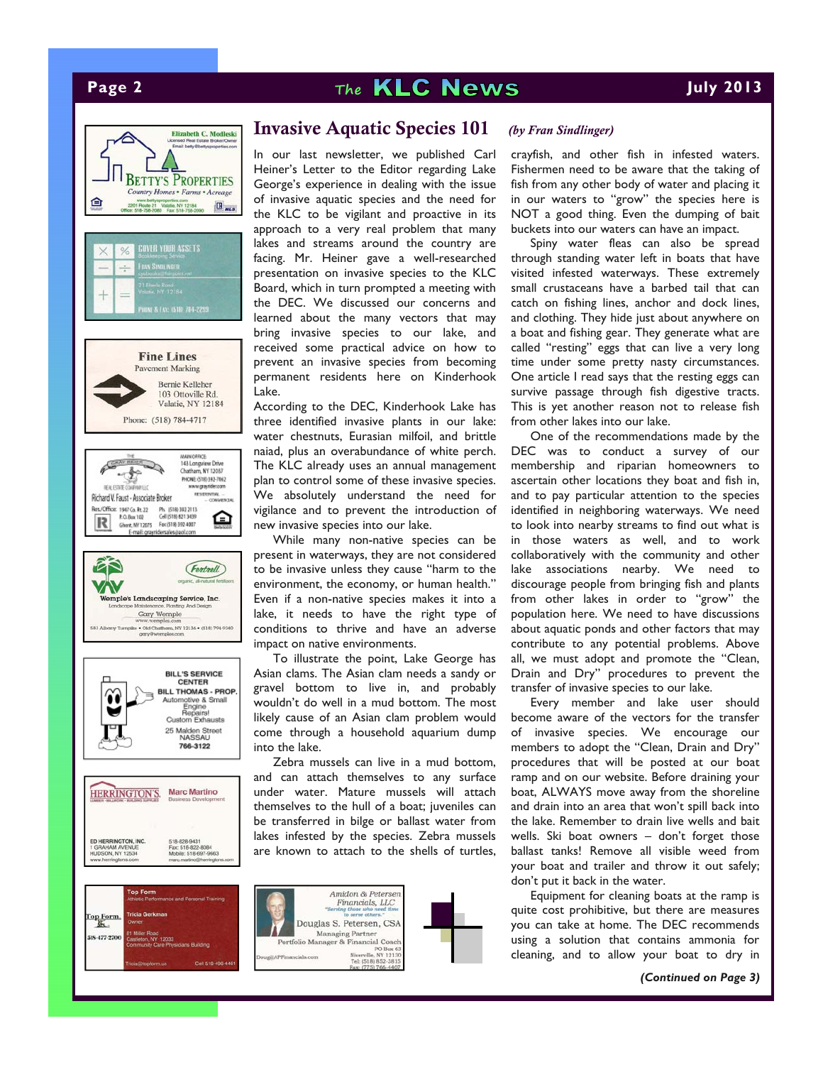# Invasive Aquatic Species 101

*(by Fran Sindlinger)*

In our last newsletter, we published Carl Heiner's Letter to the Editor regarding Lake George's experience in dealing with the issue of invasive aquatic species and the need for the KLC to be vigilant and proactive in its approach to a very real problem that many lakes and streams around the country are facing. Mr. Heiner gave a well-researched presentation on invasive species to the KLC Board, which in turn prompted a meeting with the DEC. We discussed our concerns and learned about the many vectors that may bring invasive species to our lake, and received some practical advice on how to prevent an invasive species from becoming permanent residents here on Kinderhook Lake.

According to the DEC, Kinderhook Lake has three identified invasive plants in our lake: water chestnuts, Eurasian milfoil, and brittle naiad, plus an overabundance of white perch. The KLC already uses an annual management plan to control some of these invasive species. We absolutely understand the need for vigilance and to prevent the introduction of new invasive species into our lake.

While many non-native species can be present in waterways, they are not considered to be invasive unless they cause "harm to the environment, the economy, or human health." Even if a non-native species makes it into a lake, it needs to have the right type of conditions to thrive and have an adverse impact on native environments.

To illustrate the point, Lake George has Asian clams. The Asian clam needs a sandy or gravel bottom to live in, and probably wouldn't do well in a mud bottom. The most likely cause of an Asian clam problem would come through a household aquarium dump into the lake.

Zebra mussels can live in a mud bottom, and can attach themselves to any surface under water. Mature mussels will attach themselves to the hull of a boat; juveniles can be transferred in bilge or ballast water from lakes infested by the species. Zebra mussels are known to attach to the shells of turtles, crayfish, and other fish in infested waters. Fishermen need to be aware that the taking of fish from any other body of water and placing it in our waters to "grow" the species here is NOT a good thing. Even the dumping of bait buckets into our waters can have an impact.

Spiny water fleas can also be spread through standing water left in boats that have visited infested waterways. These extremely small crustaceans have a barbed tail that can catch on fishing lines, anchor and dock lines, and clothing. They hide just about anywhere on a boat and fishing gear. They generate what are called "resting" eggs that can live a very long time under some pretty nasty circumstances. One article I read says that the resting eggs can survive passage through fish digestive tracts. This is yet another reason not to release fish from other lakes into our lake.

One of the recommendations made by the DEC was to conduct a survey of our membership and riparian homeowners to ascertain other locations they boat and fish in, and to pay particular attention to the species identified in neighboring waterways. We need to look into nearby streams to find out what is in those waters as well, and to work collaboratively with the community and other lake associations nearby. We need to discourage people from bringing fish and plants from other lakes in order to "grow" the population here. We need to have discussions about aquatic ponds and other factors that may contribute to any potential problems. Above all, we must adopt and promote the "Clean, Drain and Dry" procedures to prevent the transfer of invasive species to our lake.

Every member and lake user should become aware of the vectors for the transfer of invasive species. We encourage our members to adopt the "Clean, Drain and Dry" procedures that will be posted at our boat ramp and on our website. Before draining your boat, ALWAYS move away from the shoreline and drain into an area that won't spill back into the lake. Remember to drain live wells and bait wells. Ski boat owners – don't forget those ballast tanks! Remove all visible weed from your boat and trailer and throw it out safely; don't put it back in the water.

Equipment for cleaning boats at the ramp is quite cost prohibitive, but there are measures you can take at home. The DEC recommends using a solution that contains ammonia for cleaning, and to allow your boat to dry in

***(Continued on Page 3)***

---

Elizabeth C. Modleski
Licensed Real Estate Broker/Owner
Email: betty@bettysproperties.com

BETTY'S PROPERTIES
Country Homes • Farms • Acreage
www.bettysproperties.com
2201 Route 21 Valatie, NY 12184
Office: 518-758-2080 Fax: 518-758-2090

---

COVER YOUR ASSETS
Bookkeeping Service
FRAN SINDLINGER
cyabooks@fairpoint.net
21 Eberle Road
Valatie, NY 12184
PHONE & FAX: (518) 784-2299

---

Fine Lines
Pavement Marking
Bernie Kelleher
103 Ottoville Rd.
Valatie, NY 12184
Phone: (518) 784-4717

---

THE GRAY RIDER REAL ESTATE COMPANY LLC
MAIN OFFICE:
143 Longview Drive
Chatham, NY 12037
PHONE: (518) 392-7862
www.grayrider.com
RESIDENTIAL – COMMERCIAL
Richard V. Faust - Associate Broker
Res/Office: 1947 Co. Rt. 22, P.O. Box 102, Ghent, NY 12075
Ph. (518) 392 2113
Cell (518) 821 3439
Fax (518) 392 4007
E-mail: grayridersales@aol.com

---

Fertrell
organic, all-natural fertilizers
Wemple's Landscaping Service, Inc.
Landscape Maintenance, Planting And Design
Gary Wemple
www.wemples.com
581 Albany Turnpike • Old Chatham, NY 12136 • (518) 794-9340
gary@wemples.com

---

BILL'S SERVICE CENTER
BILL THOMAS - PROP.
Automotive & Small Engine Repairs!
Custom Exhausts
25 Malden Street
NASSAU
766-3122

---

HERRINGTON'S
LUMBER • MILLWORK • BUILDING SUPPLIES
Marc Martino
Business Development
ED HERRINGTON, INC.
1 GRAHAM AVENUE
HUDSON, NY 12534
www.herringtons.com
518-828-9431
Fax: 518-822-8084
Mobile: 518-697-9663
marc.martino@herringtons.com

---

Top Form
Athletic Performance and Personal Training
Tricia Gerkman
Owner
81 Miller Road
Castleton, NY 12033
Community Care Physicians Building
518-477-2700
Tricia@topform.us
Cell 518-496-4461

---

Amidon & Petersen Financials, LLC
"Serving those who need time to serve others."
Douglas S. Petersen, CSA
Managing Partner
Portfolio Manager & Financial Coach
PO Box 63
Niverville, NY 12130
Tel: (518) 852-3815
Fax: (775) 766-4407
Doug@APFinancials.com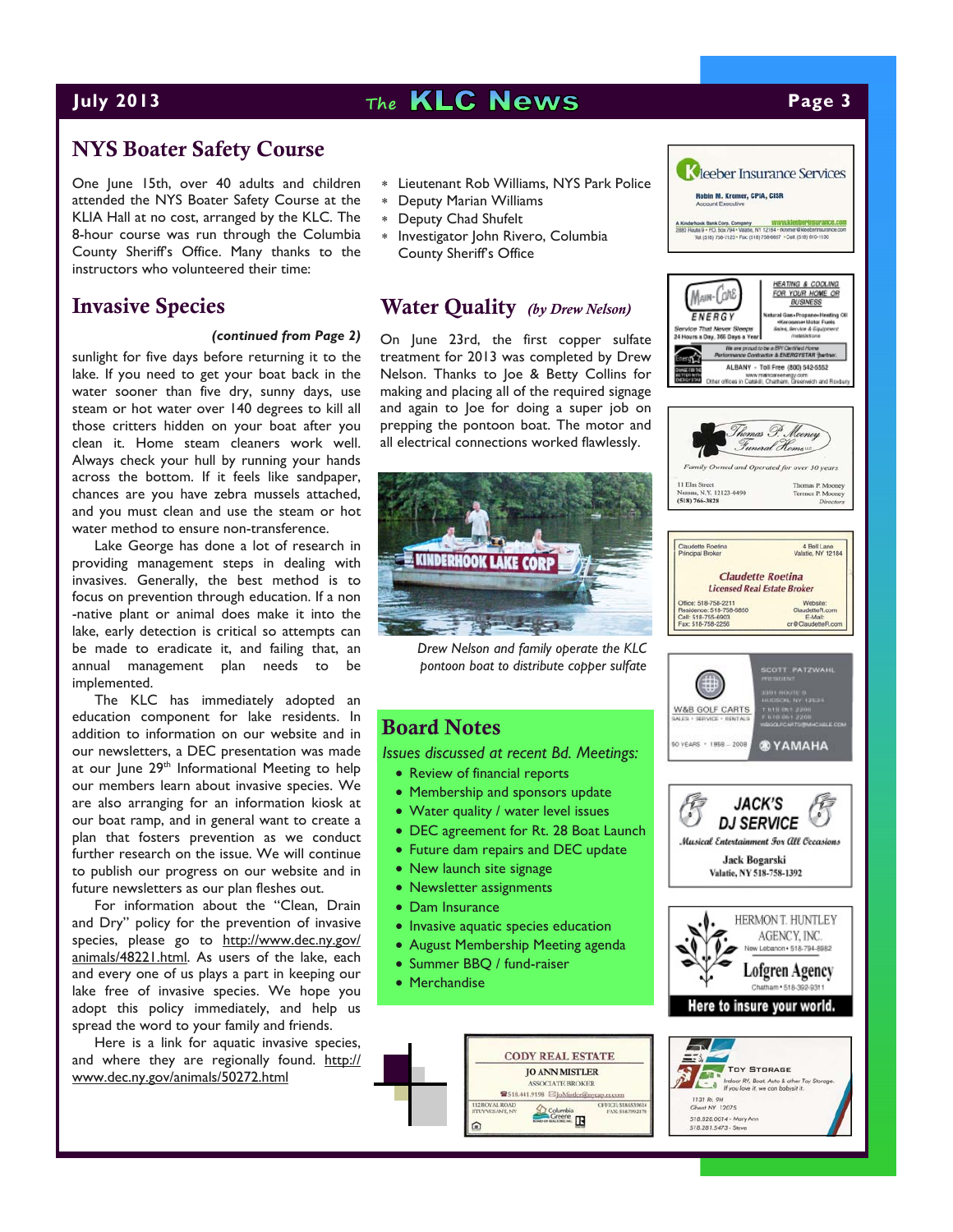## NYS Boater Safety Course

One June 15th, over 40 adults and children attended the NYS Boater Safety Course at the KLIA Hall at no cost, arranged by the KLC. The 8-hour course was run through the Columbia County Sheriff's Office. Many thanks to the instructors who volunteered their time:

- Lieutenant Rob Williams, NYS Park Police
- Deputy Marian Williams
- Deputy Chad Shufelt
- Investigator John Rivero, Columbia County Sheriff's Office

## Invasive Species

*(continued from Page 2)*

sunlight for five days before returning it to the lake. If you need to get your boat back in the water sooner than five dry, sunny days, use steam or hot water over 140 degrees to kill all those critters hidden on your boat after you clean it. Home steam cleaners work well. Always check your hull by running your hands across the bottom. If it feels like sandpaper, chances are you have zebra mussels attached, and you must clean and use the steam or hot water method to ensure non-transference.

Lake George has done a lot of research in providing management steps in dealing with invasives. Generally, the best method is to focus on prevention through education. If a non-native plant or animal does make it into the lake, early detection is critical so attempts can be made to eradicate it, and failing that, an annual management plan needs to be implemented.

The KLC has immediately adopted an education component for lake residents. In addition to information on our website and in our newsletters, a DEC presentation was made at our June 29th Informational Meeting to help our members learn about invasive species. We are also arranging for an information kiosk at our boat ramp, and in general want to create a plan that fosters prevention as we conduct further research on the issue. We will continue to publish our progress on our website and in future newsletters as our plan fleshes out.

For information about the "Clean, Drain and Dry" policy for the prevention of invasive species, please go to http://www.dec.ny.gov/animals/48221.html. As users of the lake, each and every one of us plays a part in keeping our lake free of invasive species. We hope you adopt this policy immediately, and help us spread the word to your family and friends.

Here is a link for aquatic invasive species, and where they are regionally found. http://www.dec.ny.gov/animals/50272.html

## Water Quality *(by Drew Nelson)*

On June 23rd, the first copper sulfate treatment for 2013 was completed by Drew Nelson. Thanks to Joe & Betty Collins for making and placing all of the required signage and again to Joe for doing a super job on prepping the pontoon boat. The motor and all electrical connections worked flawlessly.

*Drew Nelson and family operate the KLC pontoon boat to distribute copper sulfate*

## Board Notes

*Issues discussed at recent Bd. Meetings:*

- Review of financial reports
- Membership and sponsors update
- Water quality / water level issues
- DEC agreement for Rt. 28 Boat Launch
- Future dam repairs and DEC update
- New launch site signage
- Newsletter assignments
- Dam Insurance
- Invasive aquatic species education
- August Membership Meeting agenda
- Summer BBQ / fund-raiser
- Merchandise

---

**Kleeber Insurance Services**
Robin M. Kromer, CPIA, CISR — Account Executive
A Kinderhook Bank Corp. Company — www.kleeberinsurance.com
2880 Route 9 • P.O. Box 794 • Valatie, NY 12184 • rkromer@kleeberinsurance.com
Tel (518) 758-7123 • Fax (518) 758-6667 • Cell (518) 610-1130

**Main-Care Energy** — Service That Never Sleeps, 24 Hours a Day, 365 Days a Year
Heating & Cooling for your home or business
Natural Gas • Propane • Heating Oil • Kerosene • Motor Fuels • Sales, Service & Equipment Installations
We are proud to be a BPI Certified Home Performance Contractor & ENERGYSTAR Partner.
ALBANY • Toll Free (800) 542-5552 • www.maincareenergy.com
Other offices in Catskill, Chatham, Greenwich and Roxbury

**Thomas P. Mooney Funeral Home, LLC**
Family Owned and Operated for over 30 years
11 Elm Street, Nassau, N.Y. 12123-0490, (518) 766-3828
Thomas P. Mooney, Terence P. Mooney, Directors

**Claudette Roetina** — Licensed Real Estate Broker
Claudette Roetina, Principal Broker — 4 Bell Lane, Valatie, NY 12184
Office: 518-758-2211 • Residence: 518-758-6850 • Cell: 518-755-6903 • Fax: 518-758-2256
Website: ClaudetteR.com • E-Mail: cr@ClaudetteR.com

**W&B Golf Carts** — Sales • Service • Rentals — 50 Years • 1958 – 2008 — Yamaha
Scott Patzwahl, President
3391 Route 9, Hudson, NY 12534
T 518 851 2200 • F 518 851 2206 • W&BGOLFCARTS@MHCABLE.COM

**Jack's DJ Service** — Musical Entertainment For All Occasions
Jack Bogarski, Valatie, NY 518-758-1392

**Hermon T. Huntley Agency, Inc.** — New Lebanon • 518-794-8982
**Lofgren Agency** — Chatham • 518-392-9311
Here to insure your world.

**Cody Real Estate**
Jo Ann Mistler, Associate Broker
518.441.9198 • JoMistler@mycap.rr.com
112 Royal Road, Stuyvesant, NY — Office: 518.653.9614 • Fax: 518.799.2178
Columbia Greene Board of Realtors Inc.

**Toy Storage**
Indoor RV, Boat, Auto & other Toy Storage. If you love it, we can babysit it.
1131 Rt. 9H, Ghent NY 12075
518.828.0014 - Mary Ann
518.281.5473 - Steve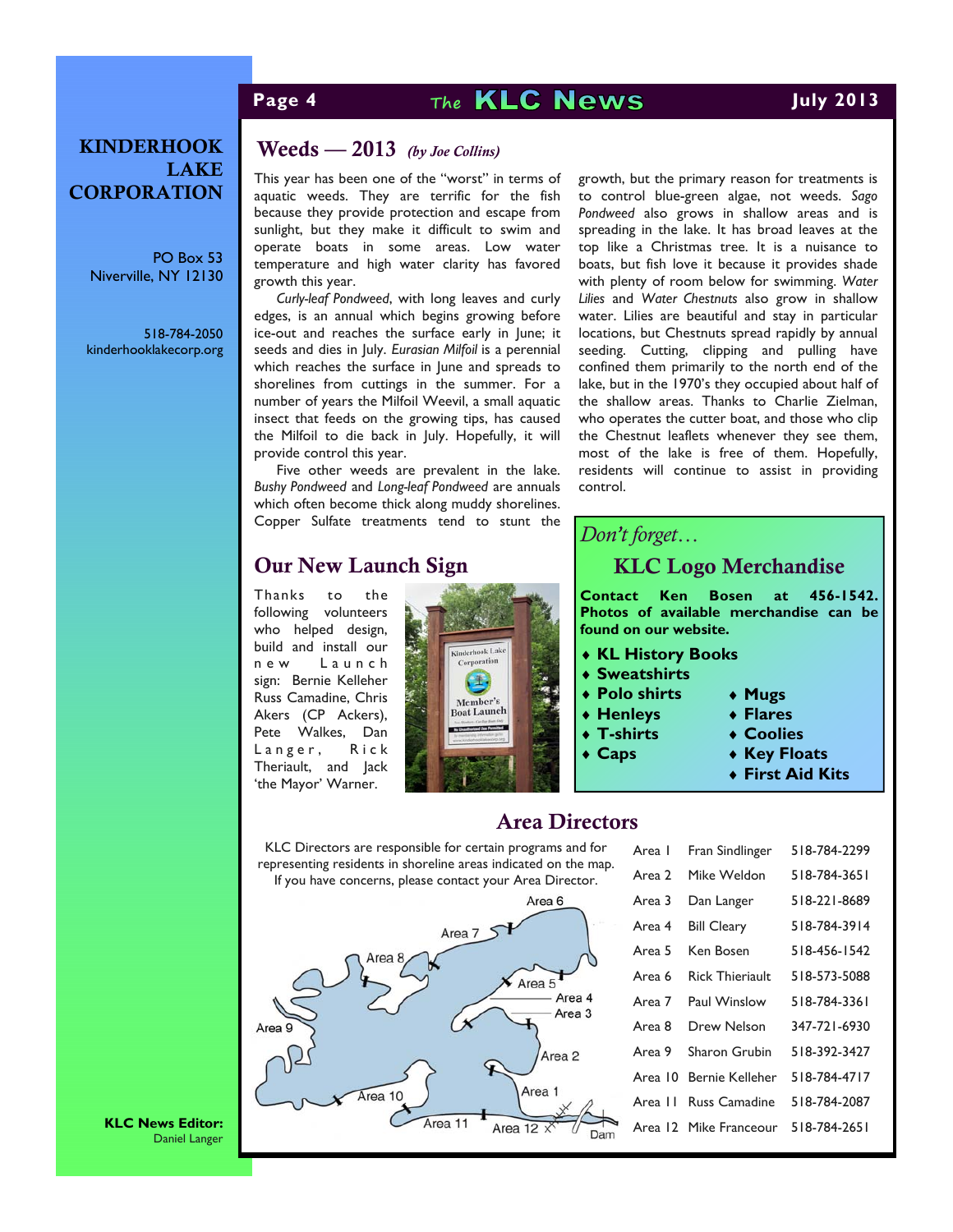**KINDERHOOK LAKE CORPORATION**

PO Box 53
Niverville, NY 12130

518-784-2050
kinderhooklakecorp.org

## Weeds — 2013 *(by Joe Collins)*

This year has been one of the "worst" in terms of aquatic weeds. They are terrific for the fish because they provide protection and escape from sunlight, but they make it difficult to swim and operate boats in some areas. Low water temperature and high water clarity has favored growth this year.

*Curly-leaf Pondweed*, with long leaves and curly edges, is an annual which begins growing before ice-out and reaches the surface early in June; it seeds and dies in July. *Eurasian Milfoil* is a perennial which reaches the surface in June and spreads to shorelines from cuttings in the summer. For a number of years the Milfoil Weevil, a small aquatic insect that feeds on the growing tips, has caused the Milfoil to die back in July. Hopefully, it will provide control this year.

Five other weeds are prevalent in the lake. *Bushy Pondweed* and *Long-leaf Pondweed* are annuals which often become thick along muddy shorelines. Copper Sulfate treatments tend to stunt the growth, but the primary reason for treatments is to control blue-green algae, not weeds. *Sago Pondweed* also grows in shallow areas and is spreading in the lake. It has broad leaves at the top like a Christmas tree. It is a nuisance to boats, but fish love it because it provides shade with plenty of room below for swimming. *Water Lilies* and *Water Chestnuts* also grow in shallow water. Lilies are beautiful and stay in particular locations, but Chestnuts spread rapidly by annual seeding. Cutting, clipping and pulling have confined them primarily to the north end of the lake, but in the 1970's they occupied about half of the shallow areas. Thanks to Charlie Zielman, who operates the cutter boat, and those who clip the Chestnut leaflets whenever they see them, most of the lake is free of them. Hopefully, residents will continue to assist in providing control.

## Our New Launch Sign

Thanks to the following volunteers who helped design, build and install our new Launch sign: Bernie Kelleher Russ Camadine, Chris Akers (CP Ackers), Pete Walkes, Dan Langer, Rick Theriault, and Jack 'the Mayor' Warner.

*Don't forget…*

### KLC Logo Merchandise

**Contact Ken Bosen at 456-1542. Photos of available merchandise can be found on our website.**

- **KL History Books**
- **Sweatshirts**
- **Polo shirts**
- **Henleys**
- **T-shirts**
- **Caps**
- **Mugs**
- **Flares**
- **Coolies**
- **Key Floats**
- **First Aid Kits**

## Area Directors

KLC Directors are responsible for certain programs and for representing residents in shoreline areas indicated on the map. If you have concerns, please contact your Area Director.

Area 6
Area 7
Area 8
Area 5
Area 4
Area 3
Area 9
Area 2
Area 10
Area 1
Area 11
Area 12
Dam

| | | |
|---|---|---|
| Area 1 | Fran Sindlinger | 518-784-2299 |
| Area 2 | Mike Weldon | 518-784-3651 |
| Area 3 | Dan Langer | 518-221-8689 |
| Area 4 | Bill Cleary | 518-784-3914 |
| Area 5 | Ken Bosen | 518-456-1542 |
| Area 6 | Rick Thieriault | 518-573-5088 |
| Area 7 | Paul Winslow | 518-784-3361 |
| Area 8 | Drew Nelson | 347-721-6930 |
| Area 9 | Sharon Grubin | 518-392-3427 |
| Area 10 | Bernie Kelleher | 518-784-4717 |
| Area 11 | Russ Camadine | 518-784-2087 |
| Area 12 | Mike Franceour | 518-784-2651 |

**KLC News Editor:**
Daniel Langer